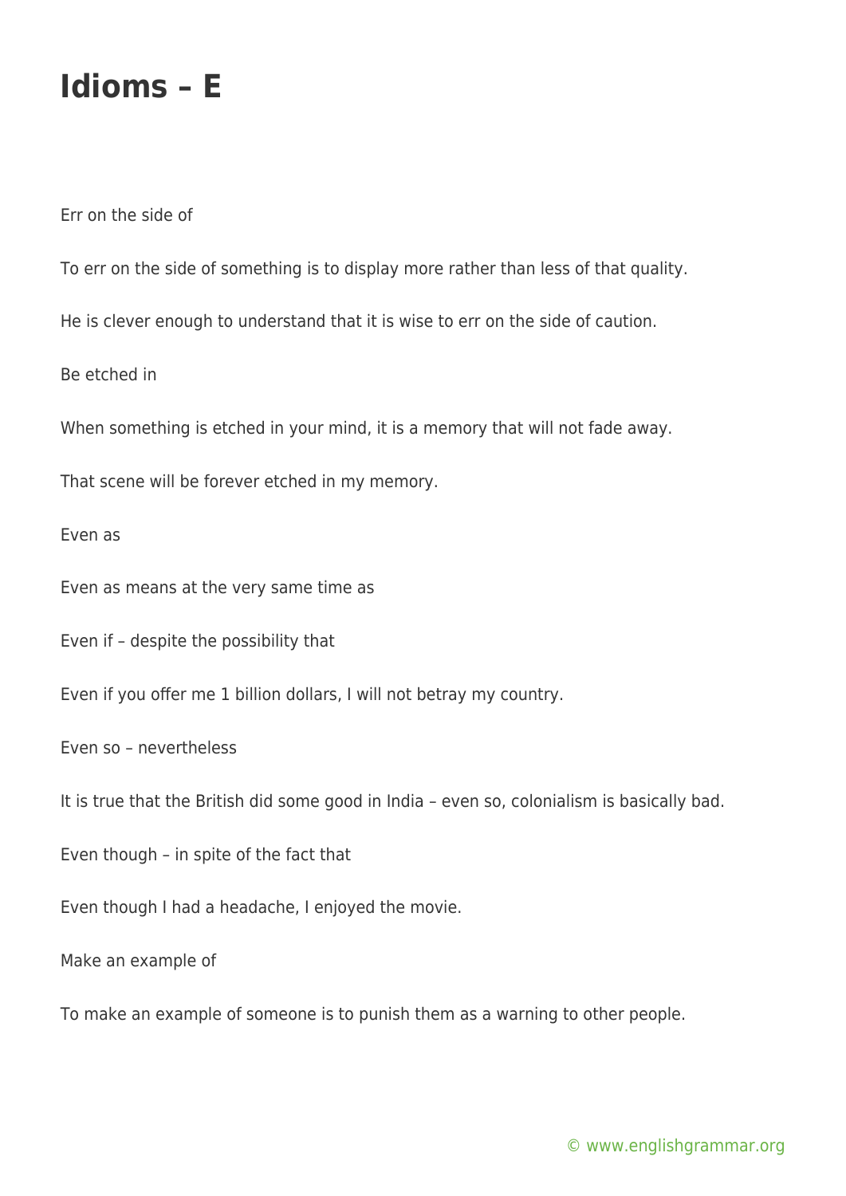# Idioms – E

Err on the side of

To err on the side of something is to display more rather than less of that quality.

He is clever enough to understand that it is wise to err on the side of caution.

Be etched in

When something is etched in your mind, it is a memory that will not fade away.

That scene will be forever etched in my memory.

Even as

Even as means at the very same time as

Even if – despite the possibility that

Even if you offer me 1 billion dollars, I will not betray my country.

Even so – nevertheless

It is true that the British did some good in India – even so, colonialism is basically bad.

Even though – in spite of the fact that

Even though I had a headache, I enjoyed the movie.

Make an example of

To make an example of someone is to punish them as a warning to other people.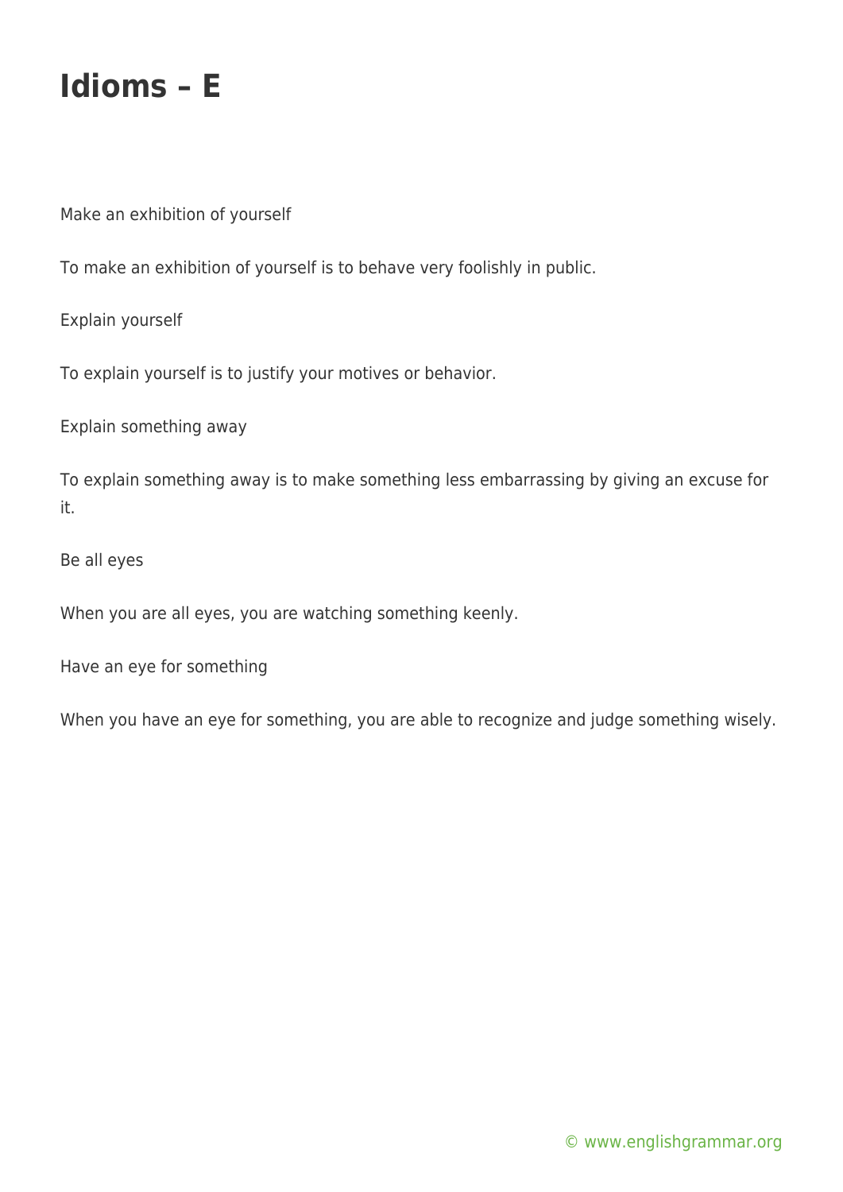# Idioms – E

Make an exhibition of yourself

To make an exhibition of yourself is to behave very foolishly in public.

Explain yourself

To explain yourself is to justify your motives or behavior.

Explain something away

To explain something away is to make something less embarrassing by giving an excuse for it.

Be all eyes

When you are all eyes, you are watching something keenly.

Have an eye for something

When you have an eye for something, you are able to recognize and judge something wisely.